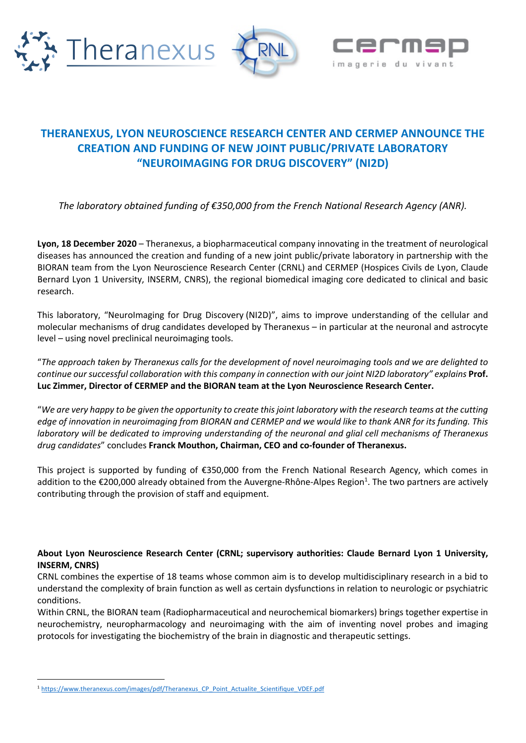# THERANEXUS, LYON NEUROSCIENCE RESEARCH CENTER AND CERMEP ANNOUNCE THE CREATION AND FUNDING OF NEW JOINT PUBLIC/PRIVATE LABORATORY "NEUROIMAGING FOR DRUG DISCOVERY" (NI2D)

*The laboratory obtained funding of €350,000 from the French National Research Agency (ANR).*

**Lyon, 18 December 2020** – Theranexus, a biopharmaceutical company innovating in the treatment of neurological diseases has announced the creation and funding of a new joint public/private laboratory in partnership with the BIORAN team from the Lyon Neuroscience Research Center (CRNL) and CERMEP (Hospices Civils de Lyon, Claude Bernard Lyon 1 University, INSERM, CNRS), the regional biomedical imaging core dedicated to clinical and basic research.

This laboratory, "NeuroImaging for Drug Discovery (NI2D)", aims to improve understanding of the cellular and molecular mechanisms of drug candidates developed by Theranexus – in particular at the neuronal and astrocyte level – using novel preclinical neuroimaging tools.

"*The approach taken by Theranexus calls for the development of novel neuroimaging tools and we are delighted to continue our successful collaboration with this company in connection with our joint NI2D laboratory"* explains **Prof. Luc Zimmer, Director of CERMEP and the BIORAN team at the Lyon Neuroscience Research Center.**

"*We are very happy to be given the opportunity to create this joint laboratory with the research teams at the cutting edge of innovation in neuroimaging from BIORAN and CERMEP and we would like to thank ANR for its funding. This laboratory will be dedicated to improving understanding of the neuronal and glial cell mechanisms of Theranexus drug candidates*" concludes **Franck Mouthon, Chairman, CEO and co-founder of Theranexus.**

This project is supported by funding of €350,000 from the French National Research Agency, which comes in addition to the €200,000 already obtained from the Auvergne-Rhône-Alpes Region[1]. The two partners are actively contributing through the provision of staff and equipment.

**About Lyon Neuroscience Research Center (CRNL; supervisory authorities: Claude Bernard Lyon 1 University, INSERM, CNRS)**

CRNL combines the expertise of 18 teams whose common aim is to develop multidisciplinary research in a bid to understand the complexity of brain function as well as certain dysfunctions in relation to neurologic or psychiatric conditions.

Within CRNL, the BIORAN team (Radiopharmaceutical and neurochemical biomarkers) brings together expertise in neurochemistry, neuropharmacology and neuroimaging with the aim of inventing novel probes and imaging protocols for investigating the biochemistry of the brain in diagnostic and therapeutic settings.

---

[1] https://www.theranexus.com/images/pdf/Theranexus_CP_Point_Actualite_Scientifique_VDEF.pdf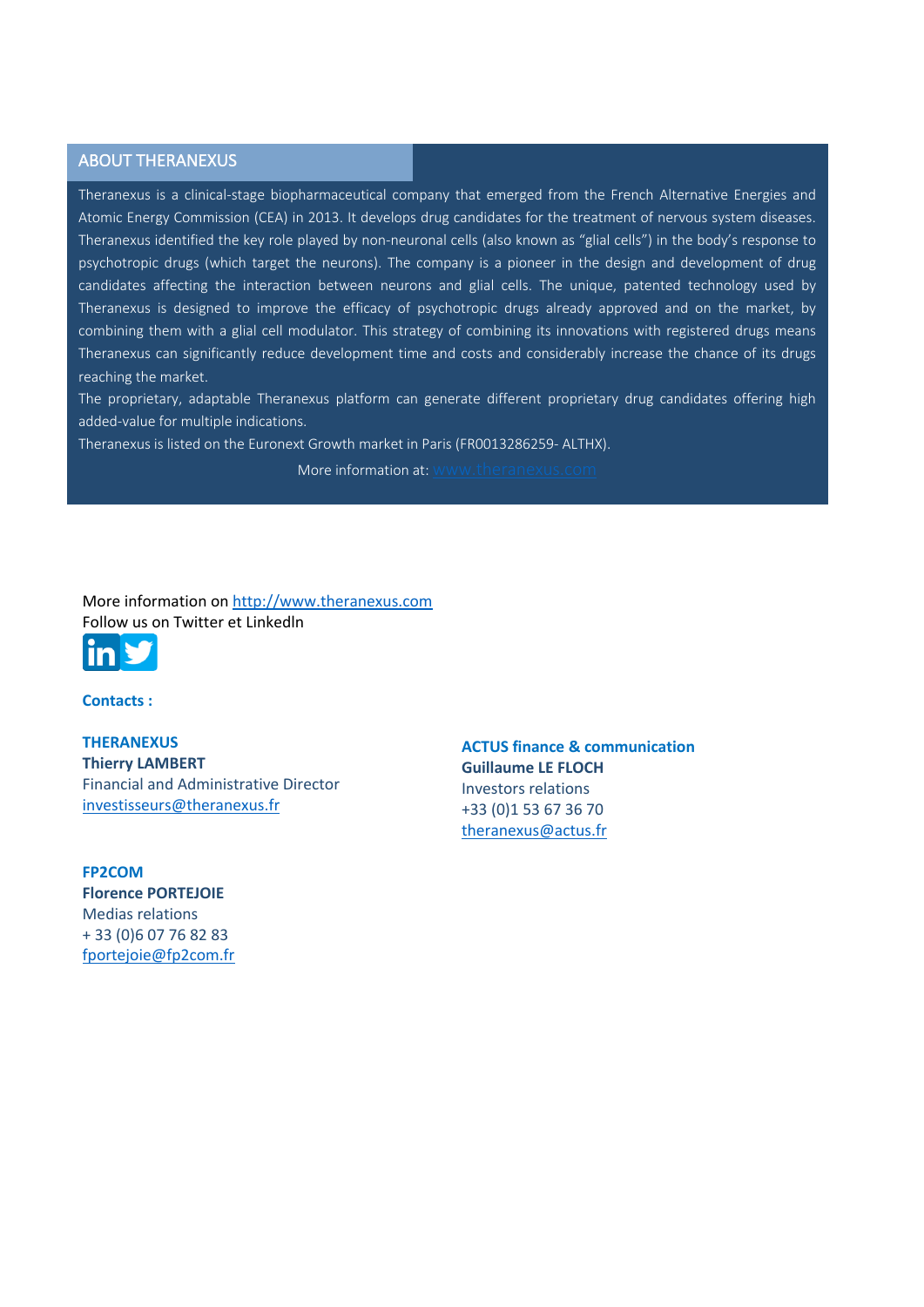## ABOUT THERANEXUS

Theranexus is a clinical-stage biopharmaceutical company that emerged from the French Alternative Energies and Atomic Energy Commission (CEA) in 2013. It develops drug candidates for the treatment of nervous system diseases. Theranexus identified the key role played by non-neuronal cells (also known as "glial cells") in the body's response to psychotropic drugs (which target the neurons). The company is a pioneer in the design and development of drug candidates affecting the interaction between neurons and glial cells. The unique, patented technology used by Theranexus is designed to improve the efficacy of psychotropic drugs already approved and on the market, by combining them with a glial cell modulator. This strategy of combining its innovations with registered drugs means Theranexus can significantly reduce development time and costs and considerably increase the chance of its drugs reaching the market.

The proprietary, adaptable Theranexus platform can generate different proprietary drug candidates offering high added-value for multiple indications.

Theranexus is listed on the Euronext Growth market in Paris (FR0013286259- ALTHX).

More information at: www.theranexus.com

More information on http://www.theranexus.com

Follow us on Twitter et LinkedIn

**Contacts :**

**THERANEXUS**
**Thierry LAMBERT**
Financial and Administrative Director
investisseurs@theranexus.fr

**ACTUS finance & communication**
**Guillaume LE FLOCH**
Investors relations
+33 (0)1 53 67 36 70
theranexus@actus.fr

**FP2COM**
**Florence PORTEJOIE**
Medias relations
+ 33 (0)6 07 76 82 83
fportejoie@fp2com.fr